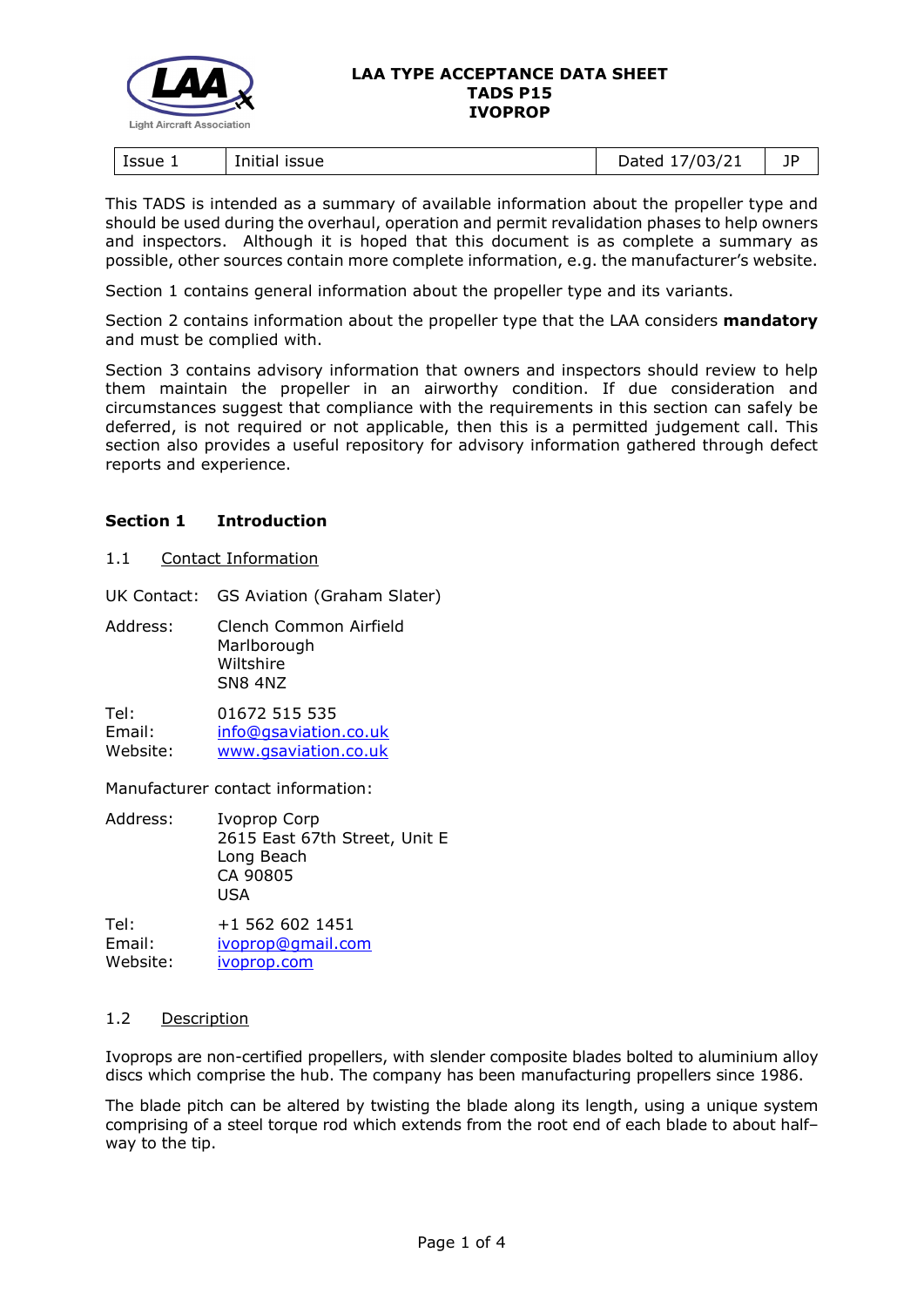# LAA TYPE ACCEPTANCE DATA SHEET
## TADS P15
## IVOPROP

| Issue 1 | Initial issue | Dated 17/03/21 | JP |
|---|---|---|---|

This TADS is intended as a summary of available information about the propeller type and should be used during the overhaul, operation and permit revalidation phases to help owners and inspectors. Although it is hoped that this document is as complete a summary as possible, other sources contain more complete information, e.g. the manufacturer's website.

Section 1 contains general information about the propeller type and its variants.

Section 2 contains information about the propeller type that the LAA considers **mandatory** and must be complied with.

Section 3 contains advisory information that owners and inspectors should review to help them maintain the propeller in an airworthy condition. If due consideration and circumstances suggest that compliance with the requirements in this section can safely be deferred, is not required or not applicable, then this is a permitted judgement call. This section also provides a useful repository for advisory information gathered through defect reports and experience.

## Section 1 Introduction

### 1.1 Contact Information

UK Contact: GS Aviation (Graham Slater)

Address: Clench Common Airfield
Marlborough
Wiltshire
SN8 4NZ

Tel: 01672 515 535
Email: info@gsaviation.co.uk
Website: www.gsaviation.co.uk

Manufacturer contact information:

Address: Ivoprop Corp
2615 East 67th Street, Unit E
Long Beach
CA 90805
USA

Tel: +1 562 602 1451
Email: ivoprop@gmail.com
Website: ivoprop.com

### 1.2 Description

Ivoprops are non-certified propellers, with slender composite blades bolted to aluminium alloy discs which comprise the hub. The company has been manufacturing propellers since 1986.

The blade pitch can be altered by twisting the blade along its length, using a unique system comprising of a steel torque rod which extends from the root end of each blade to about half–way to the tip.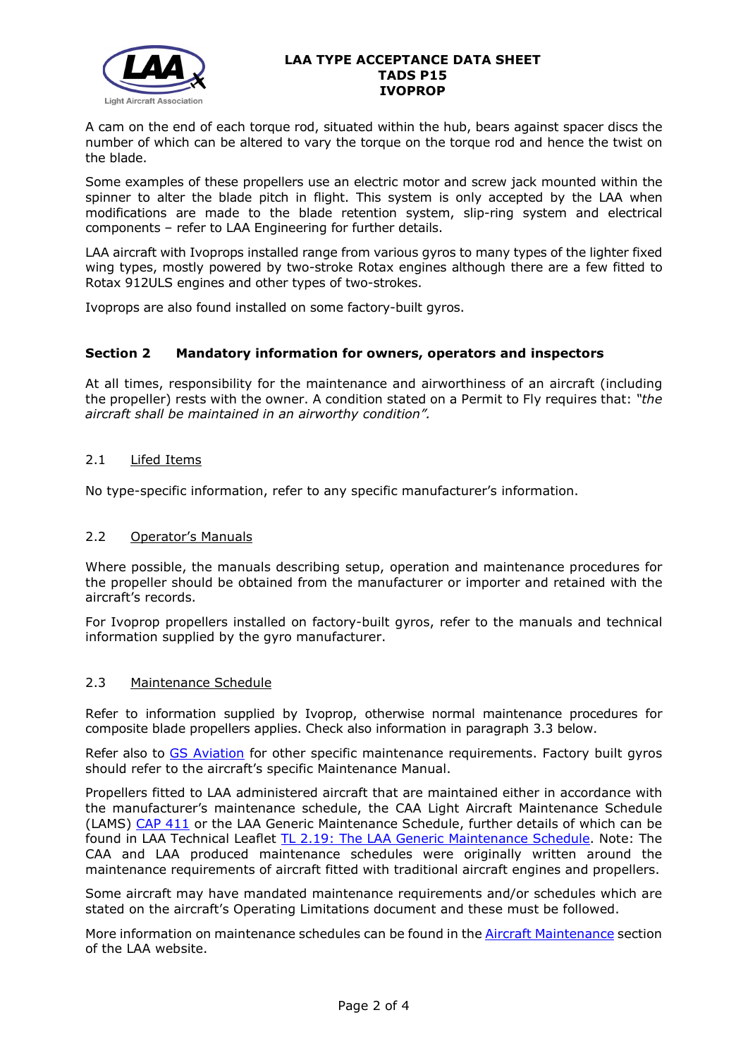A cam on the end of each torque rod, situated within the hub, bears against spacer discs the number of which can be altered to vary the torque on the torque rod and hence the twist on the blade.

Some examples of these propellers use an electric motor and screw jack mounted within the spinner to alter the blade pitch in flight. This system is only accepted by the LAA when modifications are made to the blade retention system, slip-ring system and electrical components – refer to LAA Engineering for further details.

LAA aircraft with Ivoprops installed range from various gyros to many types of the lighter fixed wing types, mostly powered by two-stroke Rotax engines although there are a few fitted to Rotax 912ULS engines and other types of two-strokes.

Ivoprops are also found installed on some factory-built gyros.

## Section 2 Mandatory information for owners, operators and inspectors

At all times, responsibility for the maintenance and airworthiness of an aircraft (including the propeller) rests with the owner. A condition stated on a Permit to Fly requires that: *"the aircraft shall be maintained in an airworthy condition".*

### 2.1 Lifed Items

No type-specific information, refer to any specific manufacturer's information.

### 2.2 Operator's Manuals

Where possible, the manuals describing setup, operation and maintenance procedures for the propeller should be obtained from the manufacturer or importer and retained with the aircraft's records.

For Ivoprop propellers installed on factory-built gyros, refer to the manuals and technical information supplied by the gyro manufacturer.

### 2.3 Maintenance Schedule

Refer to information supplied by Ivoprop, otherwise normal maintenance procedures for composite blade propellers applies. Check also information in paragraph 3.3 below.

Refer also to GS Aviation for other specific maintenance requirements. Factory built gyros should refer to the aircraft's specific Maintenance Manual.

Propellers fitted to LAA administered aircraft that are maintained either in accordance with the manufacturer's maintenance schedule, the CAA Light Aircraft Maintenance Schedule (LAMS) CAP 411 or the LAA Generic Maintenance Schedule, further details of which can be found in LAA Technical Leaflet TL 2.19: The LAA Generic Maintenance Schedule. Note: The CAA and LAA produced maintenance schedules were originally written around the maintenance requirements of aircraft fitted with traditional aircraft engines and propellers.

Some aircraft may have mandated maintenance requirements and/or schedules which are stated on the aircraft's Operating Limitations document and these must be followed.

More information on maintenance schedules can be found in the Aircraft Maintenance section of the LAA website.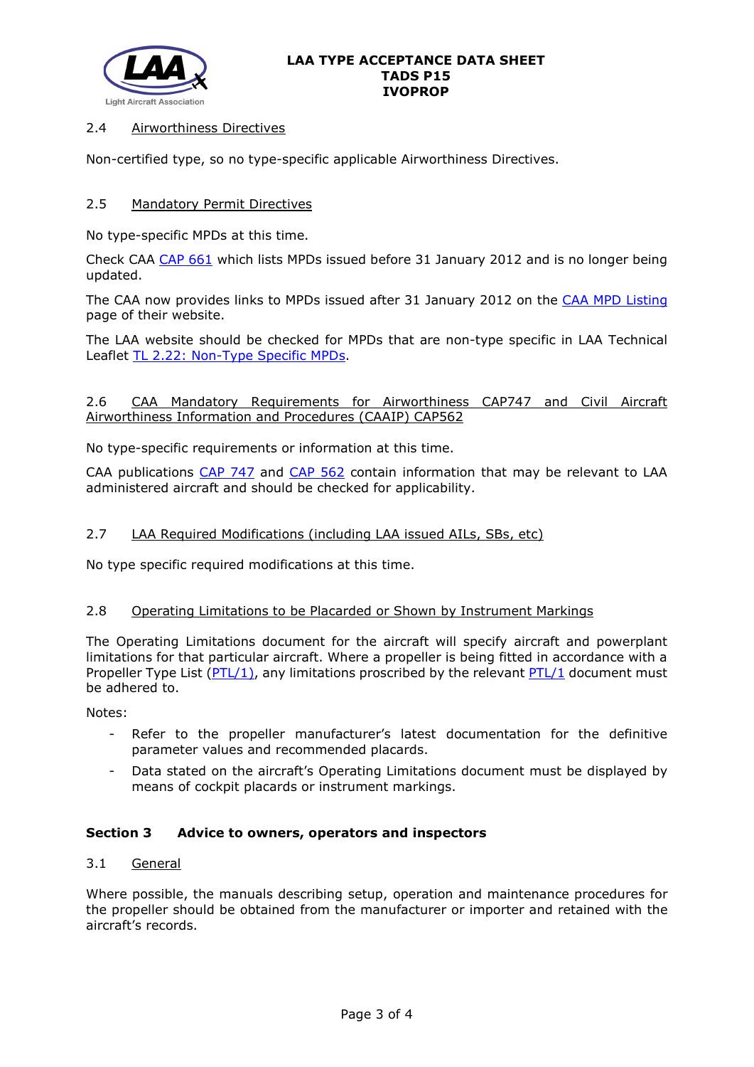### 2.4 Airworthiness Directives

Non-certified type, so no type-specific applicable Airworthiness Directives.

### 2.5 Mandatory Permit Directives

No type-specific MPDs at this time.

Check CAA CAP 661 which lists MPDs issued before 31 January 2012 and is no longer being updated.

The CAA now provides links to MPDs issued after 31 January 2012 on the CAA MPD Listing page of their website.

The LAA website should be checked for MPDs that are non-type specific in LAA Technical Leaflet TL 2.22: Non-Type Specific MPDs.

### 2.6 CAA Mandatory Requirements for Airworthiness CAP747 and Civil Aircraft Airworthiness Information and Procedures (CAAIP) CAP562

No type-specific requirements or information at this time.

CAA publications CAP 747 and CAP 562 contain information that may be relevant to LAA administered aircraft and should be checked for applicability.

### 2.7 LAA Required Modifications (including LAA issued AILs, SBs, etc)

No type specific required modifications at this time.

### 2.8 Operating Limitations to be Placarded or Shown by Instrument Markings

The Operating Limitations document for the aircraft will specify aircraft and powerplant limitations for that particular aircraft. Where a propeller is being fitted in accordance with a Propeller Type List (PTL/1), any limitations proscribed by the relevant PTL/1 document must be adhered to.

Notes:

- Refer to the propeller manufacturer's latest documentation for the definitive parameter values and recommended placards.
- Data stated on the aircraft's Operating Limitations document must be displayed by means of cockpit placards or instrument markings.

## Section 3 Advice to owners, operators and inspectors

### 3.1 General

Where possible, the manuals describing setup, operation and maintenance procedures for the propeller should be obtained from the manufacturer or importer and retained with the aircraft's records.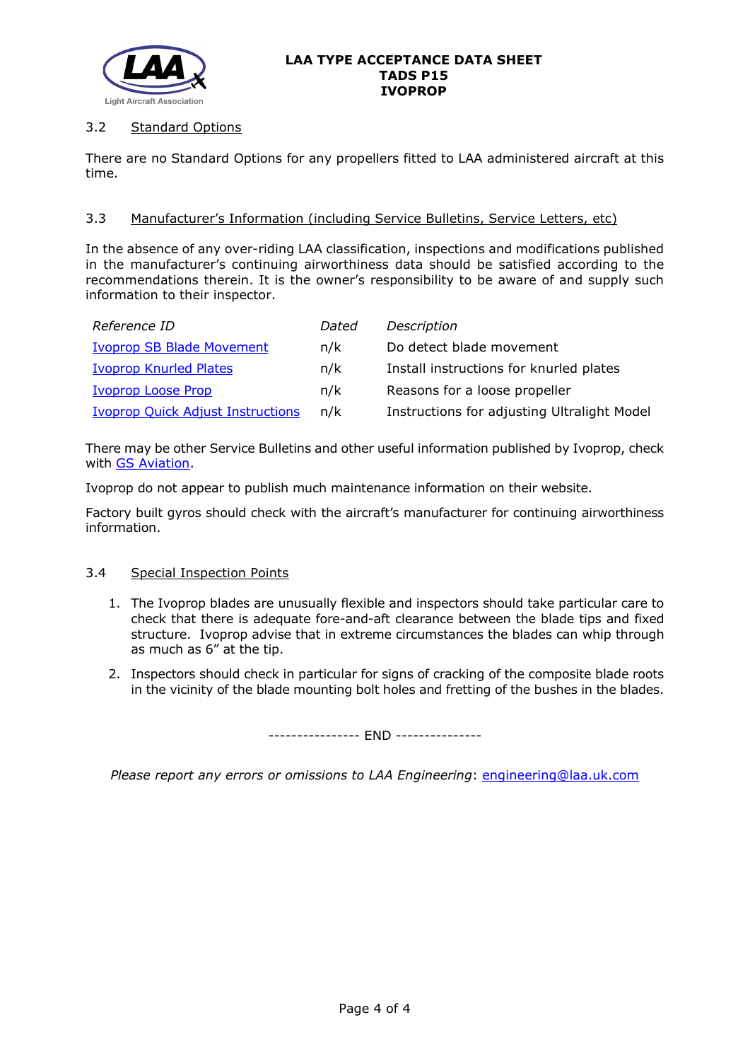### 3.2 Standard Options

There are no Standard Options for any propellers fitted to LAA administered aircraft at this time.

### 3.3 Manufacturer's Information (including Service Bulletins, Service Letters, etc)

In the absence of any over-riding LAA classification, inspections and modifications published in the manufacturer's continuing airworthiness data should be satisfied according to the recommendations therein. It is the owner's responsibility to be aware of and supply such information to their inspector.

| *Reference ID* | *Dated* | *Description* |
|---|---|---|
| Ivoprop SB Blade Movement | n/k | Do detect blade movement |
| Ivoprop Knurled Plates | n/k | Install instructions for knurled plates |
| Ivoprop Loose Prop | n/k | Reasons for a loose propeller |
| Ivoprop Quick Adjust Instructions | n/k | Instructions for adjusting Ultralight Model |

There may be other Service Bulletins and other useful information published by Ivoprop, check with GS Aviation.

Ivoprop do not appear to publish much maintenance information on their website.

Factory built gyros should check with the aircraft's manufacturer for continuing airworthiness information.

### 3.4 Special Inspection Points

1. The Ivoprop blades are unusually flexible and inspectors should take particular care to check that there is adequate fore-and-aft clearance between the blade tips and fixed structure. Ivoprop advise that in extreme circumstances the blades can whip through as much as 6" at the tip.
2. Inspectors should check in particular for signs of cracking of the composite blade roots in the vicinity of the blade mounting bolt holes and fretting of the bushes in the blades.

--------------- END ---------------

*Please report any errors or omissions to LAA Engineering*: engineering@laa.uk.com